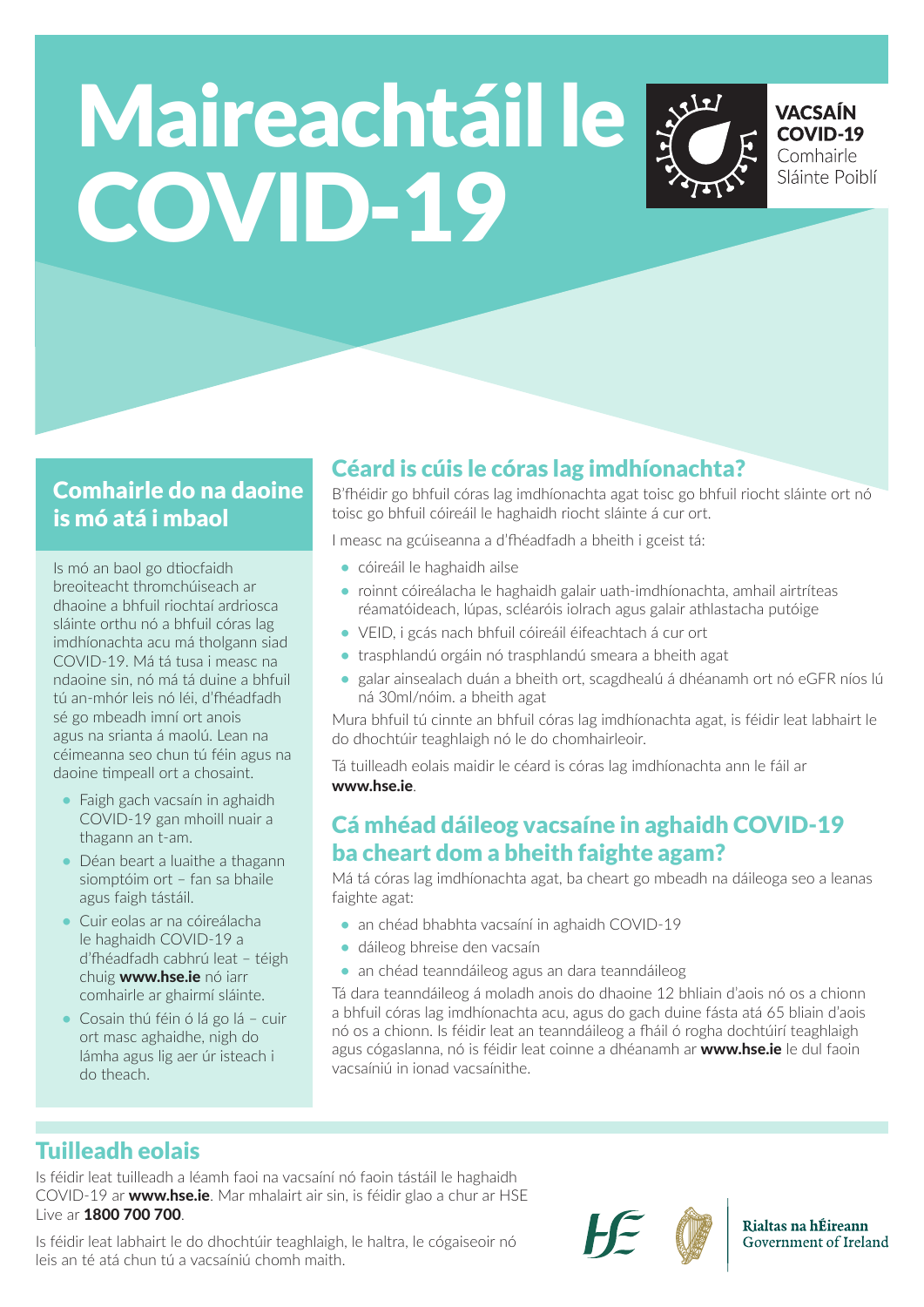# Maireachtáil le COVID-19

**VACSAÍN COVID-19**
Comhairle Sláinte Poiblí

## Comhairle do na daoine is mó atá i mbaol

Is mó an baol go dtiocfaidh breoiteacht thromchúiseach ar dhaoine a bhfuil riochtaí ardriosca sláinte orthu nó a bhfuil córas lag imdhíonachta acu má tholgann siad COVID-19. Má tá tusa i measc na ndaoine sin, nó má tá duine a bhfuil tú an-mhór leis nó léi, d'fhéadfadh sé go mbeadh imní ort anois agus na srianta á maolú. Lean na céimeanna seo chun tú féin agus na daoine timpeall ort a chosaint.

- Faigh gach vacsaín in aghaidh COVID-19 gan mhoill nuair a thagann an t-am.
- Déan beart a luaithe a thagann siomptóim ort – fan sa bhaile agus faigh tástáil.
- Cuir eolas ar na cóireálacha le haghaidh COVID-19 a d'fhéadfadh cabhrú leat – téigh chuig **www.hse.ie** nó iarr comhairle ar ghairmí sláinte.
- Cosain thú féin ó lá go lá – cuir ort masc aghaidhe, nigh do lámha agus lig aer úr isteach i do theach.

## Céard is cúis le córas lag imdhíonachta?

B'fhéidir go bhfuil córas lag imdhíonachta agat toisc go bhfuil riocht sláinte ort nó toisc go bhfuil cóireáil le haghaidh riocht sláinte á cur ort.

I measc na gcúiseanna a d'fhéadfadh a bheith i gceist tá:

- cóireáil le haghaidh ailse
- roinnt cóireálacha le haghaidh galair uath-imdhíonachta, amhail airtríteas réamatóideach, lúpas, scléaróis iolrach agus galair athlastacha putóige
- VEID, i gcás nach bhfuil cóireáil éifeachtach á cur ort
- trasphlandú orgáin nó trasphlandú smeara a bheith agat
- galar ainsealach duán a bheith ort, scagdhealú á dhéanamh ort nó eGFR níos lú ná 30ml/nóim. a bheith agat

Mura bhfuil tú cinnte an bhfuil córas lag imdhíonachta agat, is féidir leat labhairt le do dhochtúir teaghlaigh nó le do chomhairleoir.

Tá tuilleadh eolais maidir le céard is córas lag imdhíonachta ann le fáil ar **www.hse.ie**.

## Cá mhéad dáileog vacsaíne in aghaidh COVID-19 ba cheart dom a bheith faighte agam?

Má tá córas lag imdhíonachta agat, ba cheart go mbeadh na dáileoga seo a leanas faighte agat:

- an chéad bhabhta vacsaíní in aghaidh COVID-19
- dáileog bhreise den vacsaín
- an chéad teanndáileog agus an dara teanndáileog

Tá dara teanndáileog á moladh anois do dhaoine 12 bhliain d'aois nó os a chionn a bhfuil córas lag imdhíonachta acu, agus do gach duine fásta atá 65 bliain d'aois nó os a chionn. Is féidir leat an teanndáileog a fháil ó rogha dochtúirí teaghlaigh agus cógaslanna, nó is féidir leat coinne a dhéanamh ar **www.hse.ie** le dul faoin vacsaíniú in ionad vacsaínithe.

## Tuilleadh eolais

Is féidir leat tuilleadh a léamh faoi na vacsaíní nó faoin tástáil le haghaidh COVID-19 ar **www.hse.ie**. Mar mhalairt air sin, is féidir glao a chur ar HSE Live ar **1800 700 700**.

Is féidir leat labhairt le do dhochtúir teaghlaigh, le haltra, le cógaiseoir nó leis an té atá chun tú a vacsaíniú chomh maith.

Rialtas na hÉireann
Government of Ireland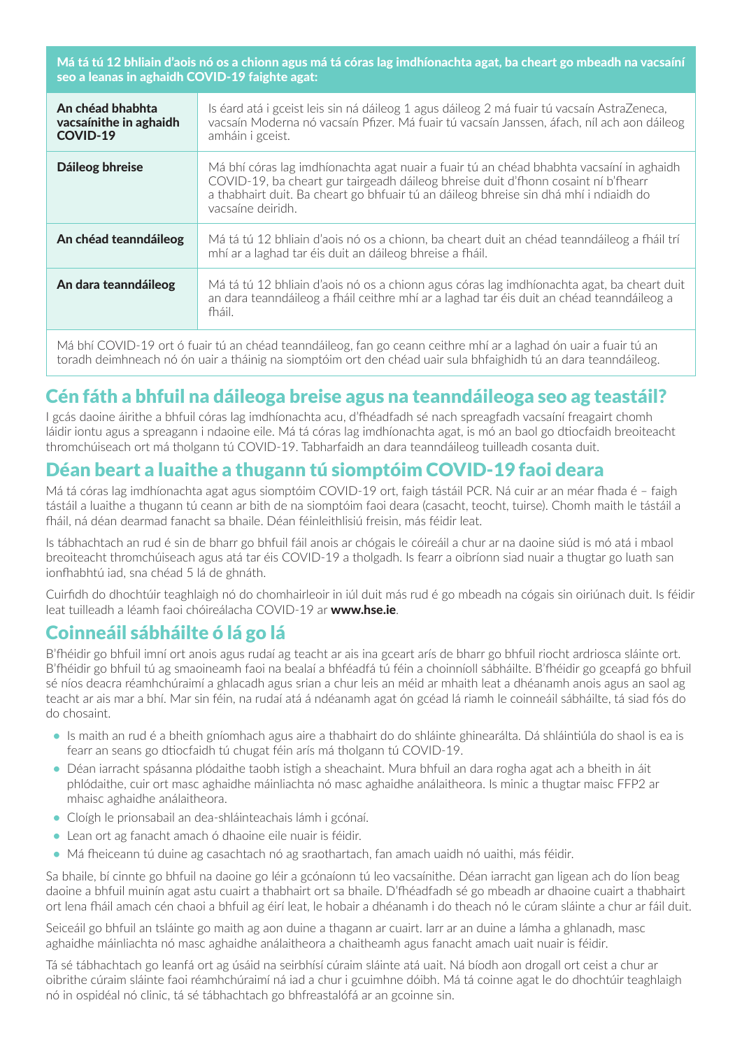| Má tá tú 12 bhliain d'aois nó os a chionn agus má tá córas lag imdhíonachta agat, ba cheart go mbeadh na vacsaíní seo a leanas in aghaidh COVID-19 faighte agat: | |
|---|---|
| **An chéad bhabhta vacsaínithe in aghaidh COVID-19** | Is éard atá i gceist leis sin ná dáileog 1 agus dáileog 2 má fuair tú vacsaín AstraZeneca, vacsaín Moderna nó vacsaín Pfizer. Má fuair tú vacsaín Janssen, áfach, níl ach aon dáileog amháin i gceist. |
| **Dáileog bhreise** | Má bhí córas lag imdhíonachta agat nuair a fuair tú an chéad bhabhta vacsaíní in aghaidh COVID-19, ba cheart gur tairgeadh dáileog bhreise duit d'fhonn cosaint ní b'fhearr a thabhairt duit. Ba cheart go bhfuair tú an dáileog bhreise sin dhá mhí i ndiaidh do vacsaíne deiridh. |
| **An chéad teanndáileog** | Má tá tú 12 bhliain d'aois nó os a chionn, ba cheart duit an chéad teanndáileog a fháil trí mhí ar a laghad tar éis duit an dáileog bhreise a fháil. |
| **An dara teanndáileog** | Má tá tú 12 bhliain d'aois nó os a chionn agus córas lag imdhíonachta agat, ba cheart duit an dara teanndáileog a fháil ceithre mhí ar a laghad tar éis duit an chéad teanndáileog a fháil. |
| Má bhí COVID-19 ort ó fuair tú an chéad teanndáileog, fan go ceann ceithre mhí ar a laghad ón uair a fuair tú an toradh deimhneach nó ón uair a tháinig na siomptóim ort den chéad uair sula bhfaighidh tú an dara teanndáileog. | |

## Cén fáth a bhfuil na dáileoga breise agus na teanndáileoga seo ag teastáil?

I gcás daoine áirithe a bhfuil córas lag imdhíonachta acu, d'fhéadfadh sé nach spreagfadh vacsaíní freagairt chomh láidir iontu agus a spreagann i ndaoine eile. Má tá córas lag imdhíonachta agat, is mó an baol go dtiocfaidh breoiteacht thromchúiseach ort má tholgann tú COVID-19. Tabharfaidh an dara teanndáileog tuilleadh cosanta duit.

## Déan beart a luaithe a thugann tú siomptóim COVID-19 faoi deara

Má tá córas lag imdhíonachta agat agus siomptóim COVID-19 ort, faigh tástáil PCR. Ná cuir ar an méar fhada é – faigh tástáil a luaithe a thugann tú ceann ar bith de na siomptóim faoi deara (casacht, teocht, tuirse). Chomh maith le tástáil a fháil, ná déan dearmad fanacht sa bhaile. Déan féinleithlisiú freisin, más féidir leat.

Is tábhachtach an rud é sin de bharr go bhfuil fáil anois ar chógais le cóireáil a chur ar na daoine siúd is mó atá i mbaol breoiteacht thromchúiseach agus atá tar éis COVID-19 a tholgadh. Is fearr a oibríonn siad nuair a thugtar go luath san ionfhabhtú iad, sna chéad 5 lá de ghnáth.

Cuirfidh do dhochtúir teaghlaigh nó do chomhairleoir in iúl duit más rud é go mbeadh na cógais sin oiriúnach duit. Is féidir leat tuilleadh a léamh faoi chóireálacha COVID-19 ar **www.hse.ie**.

## Coinneáil sábháilte ó lá go lá

B'fhéidir go bhfuil imní ort anois agus rudaí ag teacht ar ais ina gceart arís de bharr go bhfuil riocht ardriosca sláinte ort. B'fhéidir go bhfuil tú ag smaoineamh faoi na bealaí a bhféadfá tú féin a choinníoll sábháilte. B'fhéidir go gceapfá go bhfuil sé níos deacra réamhchúraimí a ghlacadh agus srian a chur leis an méid ar mhaith leat a dhéanamh anois agus an saol ag teacht ar ais mar a bhí. Mar sin féin, na rudaí atá á ndéanamh agat ón gcéad lá riamh le coinneáil sábháilte, tá siad fós do do chosaint.

- Is maith an rud é a bheith gníomhach agus aire a thabhairt do do shláinte ghinearálta. Dá shláintiúla do shaol is ea is fearr an seans go dtiocfaidh tú chugat féin arís má tholgann tú COVID-19.
- Déan iarracht spásanna plódaithe taobh istigh a sheachaint. Mura bhfuil an dara rogha agat ach a bheith in áit phlódaithe, cuir ort masc aghaidhe máinliachta nó masc aghaidhe análaitheora. Is minic a thugtar maisc FFP2 ar mhaisc aghaidhe análaitheora.
- Cloígh le prionsabail an dea-shláinteachais lámh i gcónaí.
- Lean ort ag fanacht amach ó dhaoine eile nuair is féidir.
- Má fheiceann tú duine ag casachtach nó ag sraothartach, fan amach uaidh nó uaithi, más féidir.

Sa bhaile, bí cinnte go bhfuil na daoine go léir a gcónaíonn tú leo vacsaínithe. Déan iarracht gan ligean ach do líon beag daoine a bhfuil muinín agat astu cuairt a thabhairt ort sa bhaile. D'fhéadfadh sé go mbeadh ar dhaoine cuairt a thabhairt ort lena fháil amach cén chaoi a bhfuil ag éirí leat, le hobair a dhéanamh i do theach nó le cúram sláinte a chur ar fáil duit.

Seiceáil go bhfuil an tsláinte go maith ag aon duine a thagann ar cuairt. Iarr ar an duine a lámha a ghlanadh, masc aghaidhe máinliachta nó masc aghaidhe análaitheora a chaitheamh agus fanacht amach uait nuair is féidir.

Tá sé tábhachtach go leanfá ort ag úsáid na seirbhísí cúraim sláinte atá uait. Ná bíodh aon drogall ort ceist a chur ar oibrithe cúraim sláinte faoi réamhchúraimí ná iad a chur i gcuimhne dóibh. Má tá coinne agat le do dhochtúir teaghlaigh nó in ospidéal nó clinic, tá sé tábhachtach go bhfreastalófá ar an gcoinne sin.